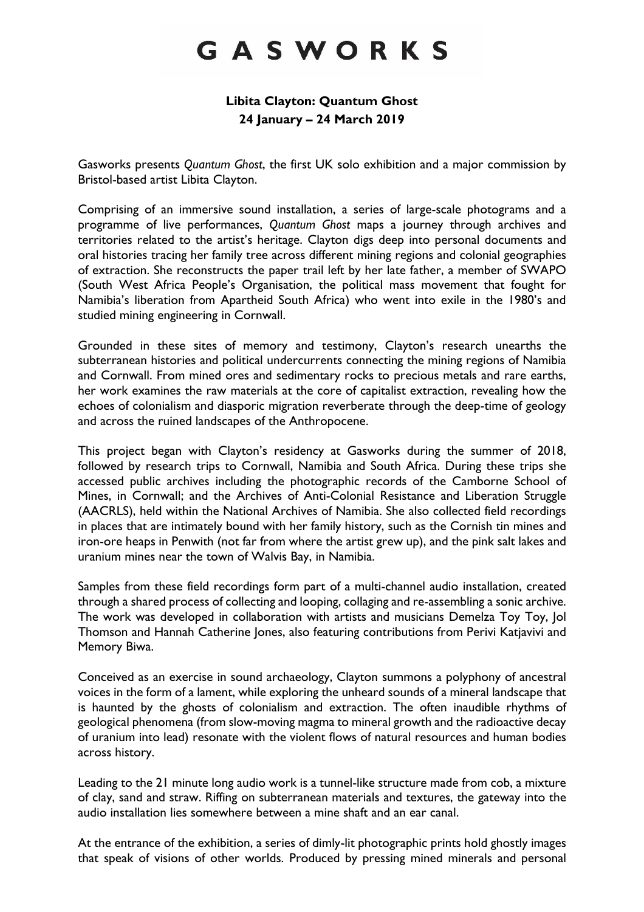# GASWORKS

**Libita Clayton: Quantum Ghost**
**24 January – 24 March 2019**

Gasworks presents *Quantum Ghost*, the first UK solo exhibition and a major commission by Bristol-based artist Libita Clayton.

Comprising of an immersive sound installation, a series of large-scale photograms and a programme of live performances, *Quantum Ghost* maps a journey through archives and territories related to the artist's heritage. Clayton digs deep into personal documents and oral histories tracing her family tree across different mining regions and colonial geographies of extraction. She reconstructs the paper trail left by her late father, a member of SWAPO (South West Africa People's Organisation, the political mass movement that fought for Namibia's liberation from Apartheid South Africa) who went into exile in the 1980's and studied mining engineering in Cornwall.

Grounded in these sites of memory and testimony, Clayton's research unearths the subterranean histories and political undercurrents connecting the mining regions of Namibia and Cornwall. From mined ores and sedimentary rocks to precious metals and rare earths, her work examines the raw materials at the core of capitalist extraction, revealing how the echoes of colonialism and diasporic migration reverberate through the deep-time of geology and across the ruined landscapes of the Anthropocene.

This project began with Clayton's residency at Gasworks during the summer of 2018, followed by research trips to Cornwall, Namibia and South Africa. During these trips she accessed public archives including the photographic records of the Camborne School of Mines, in Cornwall; and the Archives of Anti-Colonial Resistance and Liberation Struggle (AACRLS), held within the National Archives of Namibia. She also collected field recordings in places that are intimately bound with her family history, such as the Cornish tin mines and iron-ore heaps in Penwith (not far from where the artist grew up), and the pink salt lakes and uranium mines near the town of Walvis Bay, in Namibia.

Samples from these field recordings form part of a multi-channel audio installation, created through a shared process of collecting and looping, collaging and re-assembling a sonic archive. The work was developed in collaboration with artists and musicians Demelza Toy Toy, Jol Thomson and Hannah Catherine Jones, also featuring contributions from Perivi Katjavivi and Memory Biwa.

Conceived as an exercise in sound archaeology, Clayton summons a polyphony of ancestral voices in the form of a lament, while exploring the unheard sounds of a mineral landscape that is haunted by the ghosts of colonialism and extraction. The often inaudible rhythms of geological phenomena (from slow-moving magma to mineral growth and the radioactive decay of uranium into lead) resonate with the violent flows of natural resources and human bodies across history.

Leading to the 21 minute long audio work is a tunnel-like structure made from cob, a mixture of clay, sand and straw. Riffing on subterranean materials and textures, the gateway into the audio installation lies somewhere between a mine shaft and an ear canal.

At the entrance of the exhibition, a series of dimly-lit photographic prints hold ghostly images that speak of visions of other worlds. Produced by pressing mined minerals and personal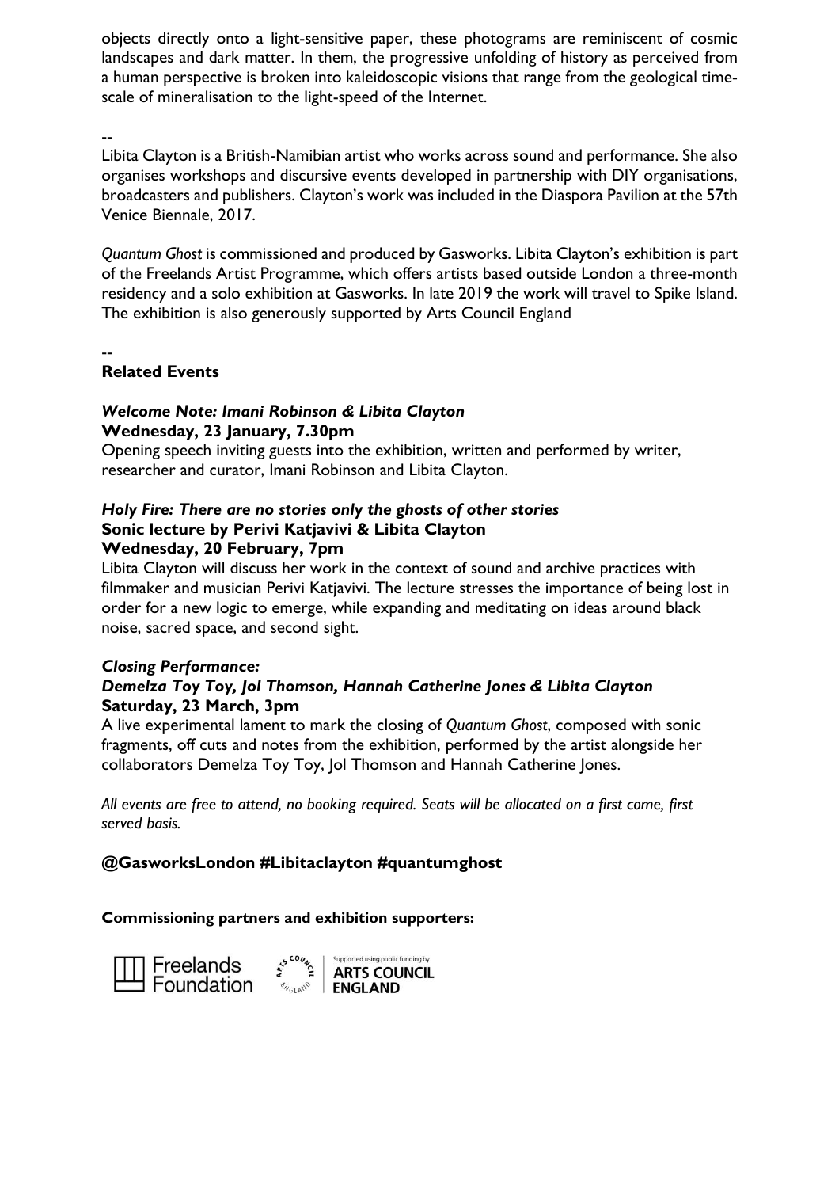objects directly onto a light-sensitive paper, these photograms are reminiscent of cosmic landscapes and dark matter. In them, the progressive unfolding of history as perceived from a human perspective is broken into kaleidoscopic visions that range from the geological time-scale of mineralisation to the light-speed of the Internet.

--

Libita Clayton is a British-Namibian artist who works across sound and performance. She also organises workshops and discursive events developed in partnership with DIY organisations, broadcasters and publishers. Clayton's work was included in the Diaspora Pavilion at the 57th Venice Biennale, 2017.

*Quantum Ghost* is commissioned and produced by Gasworks. Libita Clayton's exhibition is part of the Freelands Artist Programme, which offers artists based outside London a three-month residency and a solo exhibition at Gasworks. In late 2019 the work will travel to Spike Island. The exhibition is also generously supported by Arts Council England

--

**Related Events**

***Welcome Note: Imani Robinson & Libita Clayton***
**Wednesday, 23 January, 7.30pm**
Opening speech inviting guests into the exhibition, written and performed by writer, researcher and curator, Imani Robinson and Libita Clayton.

***Holy Fire: There are no stories only the ghosts of other stories***
**Sonic lecture by Perivi Katjavivi & Libita Clayton**
**Wednesday, 20 February, 7pm**
Libita Clayton will discuss her work in the context of sound and archive practices with filmmaker and musician Perivi Katjavivi. The lecture stresses the importance of being lost in order for a new logic to emerge, while expanding and meditating on ideas around black noise, sacred space, and second sight.

***Closing Performance:***
***Demelza Toy Toy, Jol Thomson, Hannah Catherine Jones & Libita Clayton***
**Saturday, 23 March, 3pm**
A live experimental lament to mark the closing of *Quantum Ghost*, composed with sonic fragments, off cuts and notes from the exhibition, performed by the artist alongside her collaborators Demelza Toy Toy, Jol Thomson and Hannah Catherine Jones.

*All events are free to attend, no booking required. Seats will be allocated on a first come, first served basis.*

**@GasworksLondon #Libitaclayton #quantumghost**

**Commissioning partners and exhibition supporters:**

Freelands Foundation

Supported using public funding by ARTS COUNCIL ENGLAND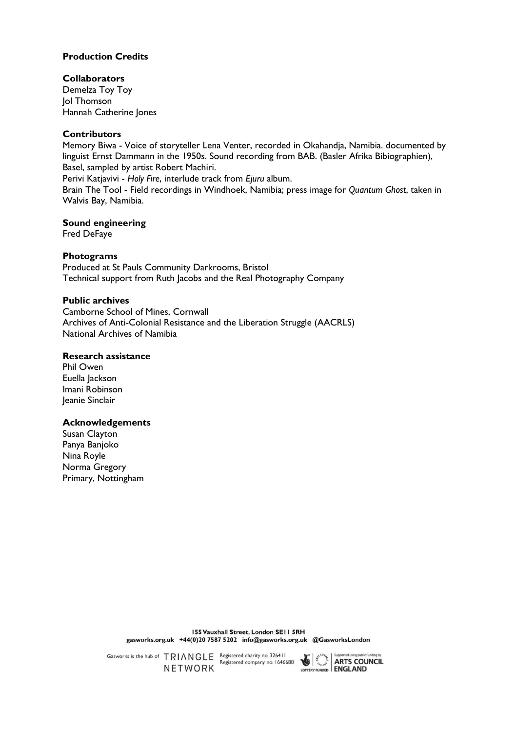## Production Credits

### Collaborators

Demelza Toy Toy
Jol Thomson
Hannah Catherine Jones

### Contributors

Memory Biwa - Voice of storyteller Lena Venter, recorded in Okahandja, Namibia. documented by linguist Ernst Dammann in the 1950s. Sound recording from BAB. (Basler Afrika Bibiographien), Basel, sampled by artist Robert Machiri.
Perivi Katjavivi - *Holy Fire*, interlude track from *Ejuru* album.
Brain The Tool - Field recordings in Windhoek, Namibia; press image for *Quantum Ghost*, taken in Walvis Bay, Namibia.

### Sound engineering

Fred DeFaye

### Photograms

Produced at St Pauls Community Darkrooms, Bristol
Technical support from Ruth Jacobs and the Real Photography Company

### Public archives

Camborne School of Mines, Cornwall
Archives of Anti-Colonial Resistance and the Liberation Struggle (AACRLS)
National Archives of Namibia

### Research assistance

Phil Owen
Euella Jackson
Imani Robinson
Jeanie Sinclair

### Acknowledgements

Susan Clayton
Panya Banjoko
Nina Royle
Norma Gregory
Primary, Nottingham